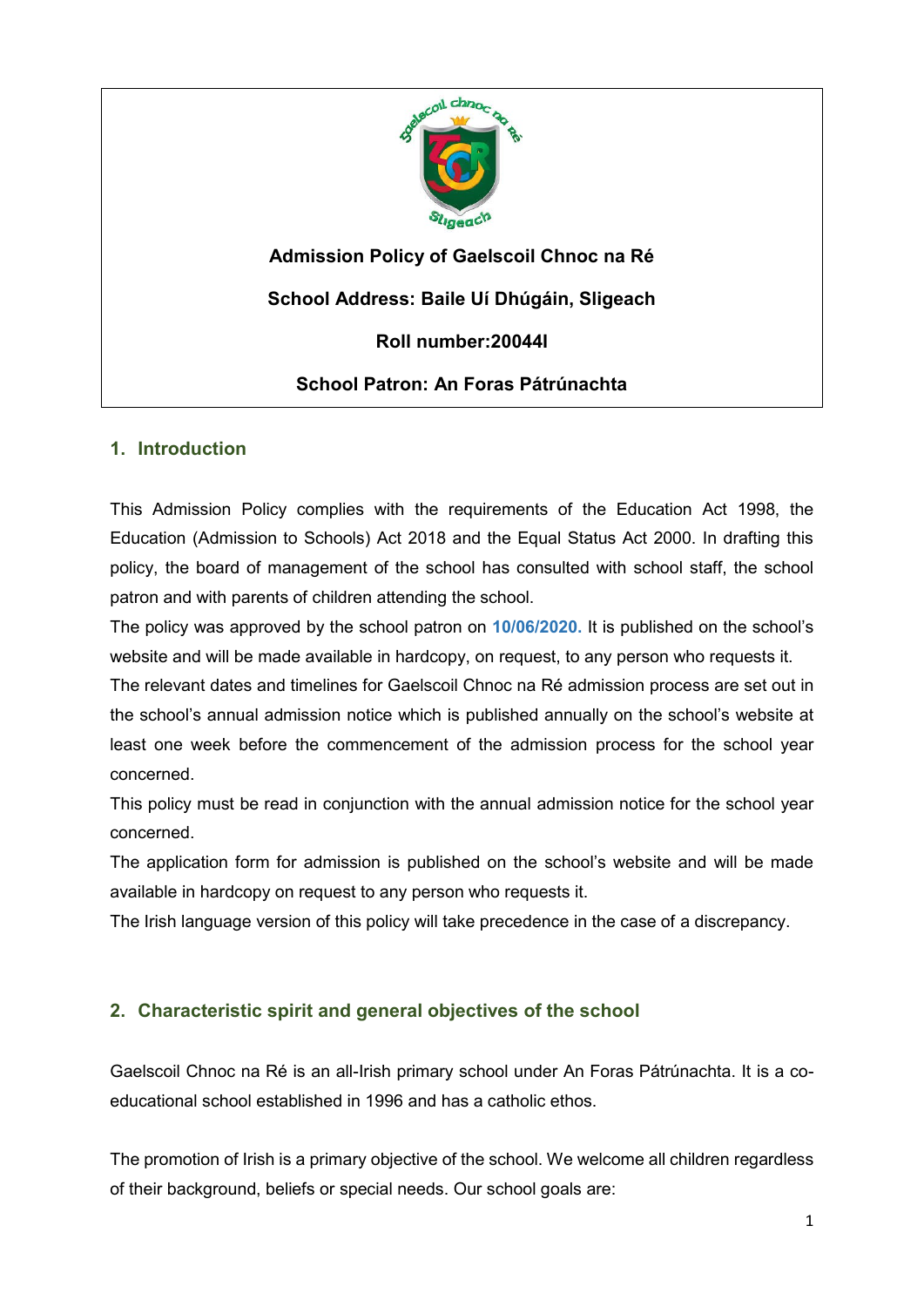**Admission Policy of Gaelscoil Chnoc na Ré**

**School Address: Baile Uí Dhúgáin, Sligeach**

**Roll number:20044I**

**School Patron: An Foras Pátrúnachta**

## 1. Introduction

This Admission Policy complies with the requirements of the Education Act 1998, the Education (Admission to Schools) Act 2018 and the Equal Status Act 2000. In drafting this policy, the board of management of the school has consulted with school staff, the school patron and with parents of children attending the school.

The policy was approved by the school patron on **10/06/2020.** It is published on the school's website and will be made available in hardcopy, on request, to any person who requests it.

The relevant dates and timelines for Gaelscoil Chnoc na Ré admission process are set out in the school's annual admission notice which is published annually on the school's website at least one week before the commencement of the admission process for the school year concerned.

This policy must be read in conjunction with the annual admission notice for the school year concerned.

The application form for admission is published on the school's website and will be made available in hardcopy on request to any person who requests it.

The Irish language version of this policy will take precedence in the case of a discrepancy.

## 2. Characteristic spirit and general objectives of the school

Gaelscoil Chnoc na Ré is an all-Irish primary school under An Foras Pátrúnachta. It is a co-educational school established in 1996 and has a catholic ethos.

The promotion of Irish is a primary objective of the school. We welcome all children regardless of their background, beliefs or special needs. Our school goals are: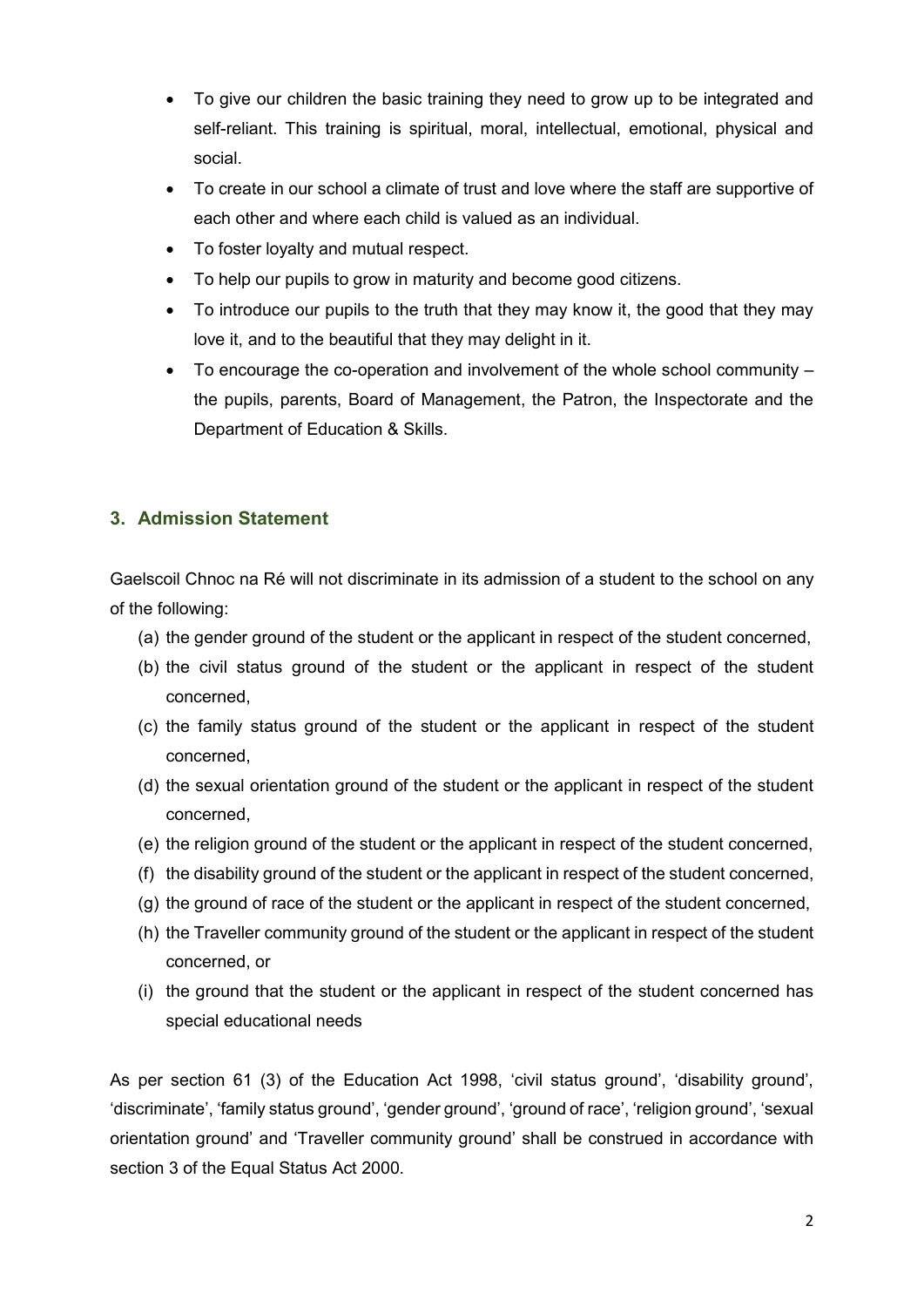- To give our children the basic training they need to grow up to be integrated and self-reliant. This training is spiritual, moral, intellectual, emotional, physical and social.
- To create in our school a climate of trust and love where the staff are supportive of each other and where each child is valued as an individual.
- To foster loyalty and mutual respect.
- To help our pupils to grow in maturity and become good citizens.
- To introduce our pupils to the truth that they may know it, the good that they may love it, and to the beautiful that they may delight in it.
- To encourage the co-operation and involvement of the whole school community – the pupils, parents, Board of Management, the Patron, the Inspectorate and the Department of Education & Skills.

## 3. Admission Statement

Gaelscoil Chnoc na Ré will not discriminate in its admission of a student to the school on any of the following:

(a) the gender ground of the student or the applicant in respect of the student concerned,
(b) the civil status ground of the student or the applicant in respect of the student concerned,
(c) the family status ground of the student or the applicant in respect of the student concerned,
(d) the sexual orientation ground of the student or the applicant in respect of the student concerned,
(e) the religion ground of the student or the applicant in respect of the student concerned,
(f) the disability ground of the student or the applicant in respect of the student concerned,
(g) the ground of race of the student or the applicant in respect of the student concerned,
(h) the Traveller community ground of the student or the applicant in respect of the student concerned, or
(i) the ground that the student or the applicant in respect of the student concerned has special educational needs

As per section 61 (3) of the Education Act 1998, 'civil status ground', 'disability ground', 'discriminate', 'family status ground', 'gender ground', 'ground of race', 'religion ground', 'sexual orientation ground' and 'Traveller community ground' shall be construed in accordance with section 3 of the Equal Status Act 2000.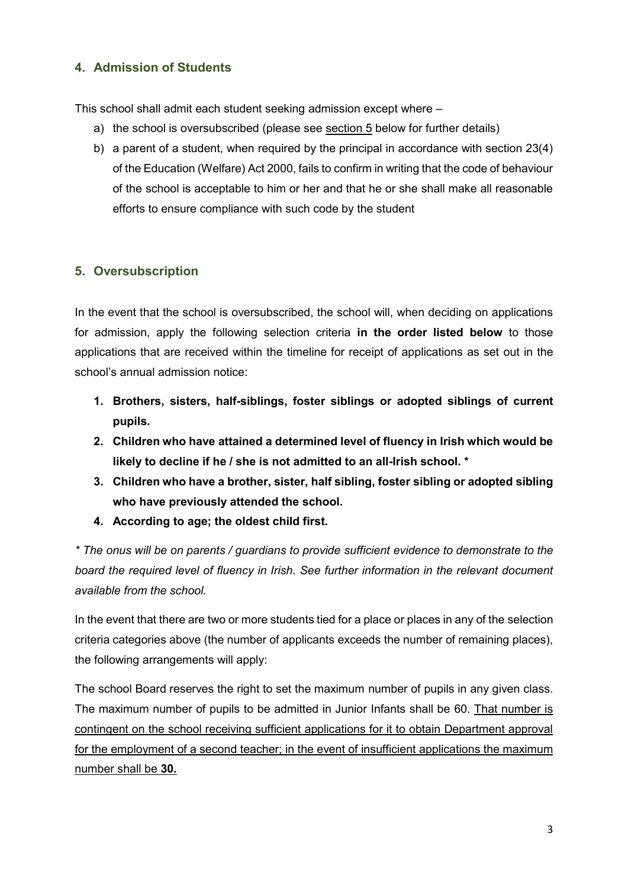## 4. Admission of Students

This school shall admit each student seeking admission except where –

a) the school is oversubscribed (please see section 5 below for further details)
b) a parent of a student, when required by the principal in accordance with section 23(4) of the Education (Welfare) Act 2000, fails to confirm in writing that the code of behaviour of the school is acceptable to him or her and that he or she shall make all reasonable efforts to ensure compliance with such code by the student

## 5. Oversubscription

In the event that the school is oversubscribed, the school will, when deciding on applications for admission, apply the following selection criteria **in the order listed below** to those applications that are received within the timeline for receipt of applications as set out in the school's annual admission notice:

1. **Brothers, sisters, half-siblings, foster siblings or adopted siblings of current pupils.**
2. **Children who have attained a determined level of fluency in Irish which would be likely to decline if he / she is not admitted to an all-Irish school. ***
3. **Children who have a brother, sister, half sibling, foster sibling or adopted sibling who have previously attended the school.**
4. **According to age; the oldest child first.**

*\* The onus will be on parents / guardians to provide sufficient evidence to demonstrate to the board the required level of fluency in Irish. See further information in the relevant document available from the school.*

In the event that there are two or more students tied for a place or places in any of the selection criteria categories above (the number of applicants exceeds the number of remaining places), the following arrangements will apply:

The school Board reserves the right to set the maximum number of pupils in any given class. The maximum number of pupils to be admitted in Junior Infants shall be 60. That number is contingent on the school receiving sufficient applications for it to obtain Department approval for the employment of a second teacher; in the event of insufficient applications the maximum number shall be **30.**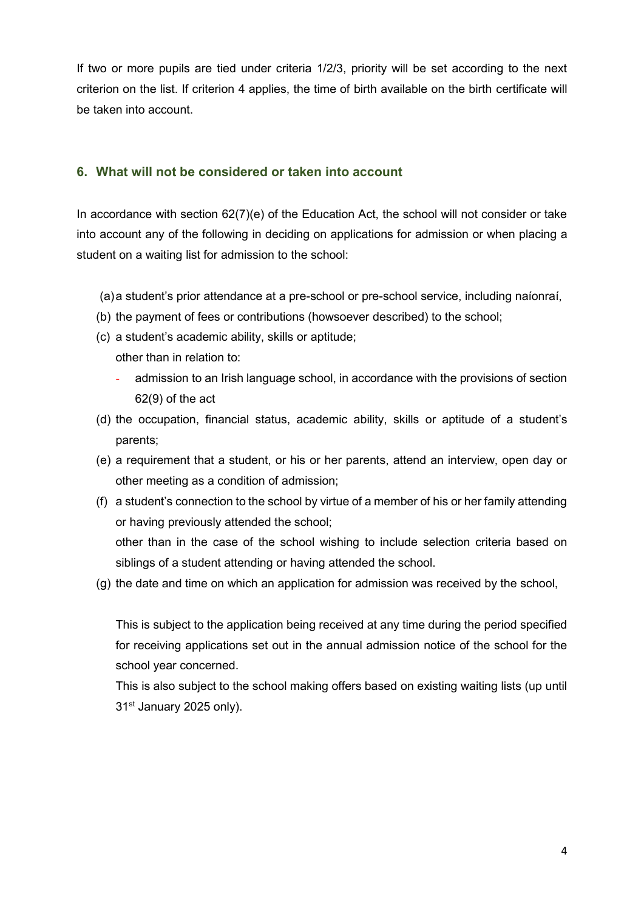If two or more pupils are tied under criteria 1/2/3, priority will be set according to the next criterion on the list. If criterion 4 applies, the time of birth available on the birth certificate will be taken into account.

## 6. What will not be considered or taken into account

In accordance with section 62(7)(e) of the Education Act, the school will not consider or take into account any of the following in deciding on applications for admission or when placing a student on a waiting list for admission to the school:

(a) a student's prior attendance at a pre-school or pre-school service, including naíonraí,

(b) the payment of fees or contributions (howsoever described) to the school;

(c) a student's academic ability, skills or aptitude;
other than in relation to:
  - admission to an Irish language school, in accordance with the provisions of section 62(9) of the act

(d) the occupation, financial status, academic ability, skills or aptitude of a student's parents;

(e) a requirement that a student, or his or her parents, attend an interview, open day or other meeting as a condition of admission;

(f) a student's connection to the school by virtue of a member of his or her family attending or having previously attended the school;
other than in the case of the school wishing to include selection criteria based on siblings of a student attending or having attended the school.

(g) the date and time on which an application for admission was received by the school,

This is subject to the application being received at any time during the period specified for receiving applications set out in the annual admission notice of the school for the school year concerned.
This is also subject to the school making offers based on existing waiting lists (up until 31st January 2025 only).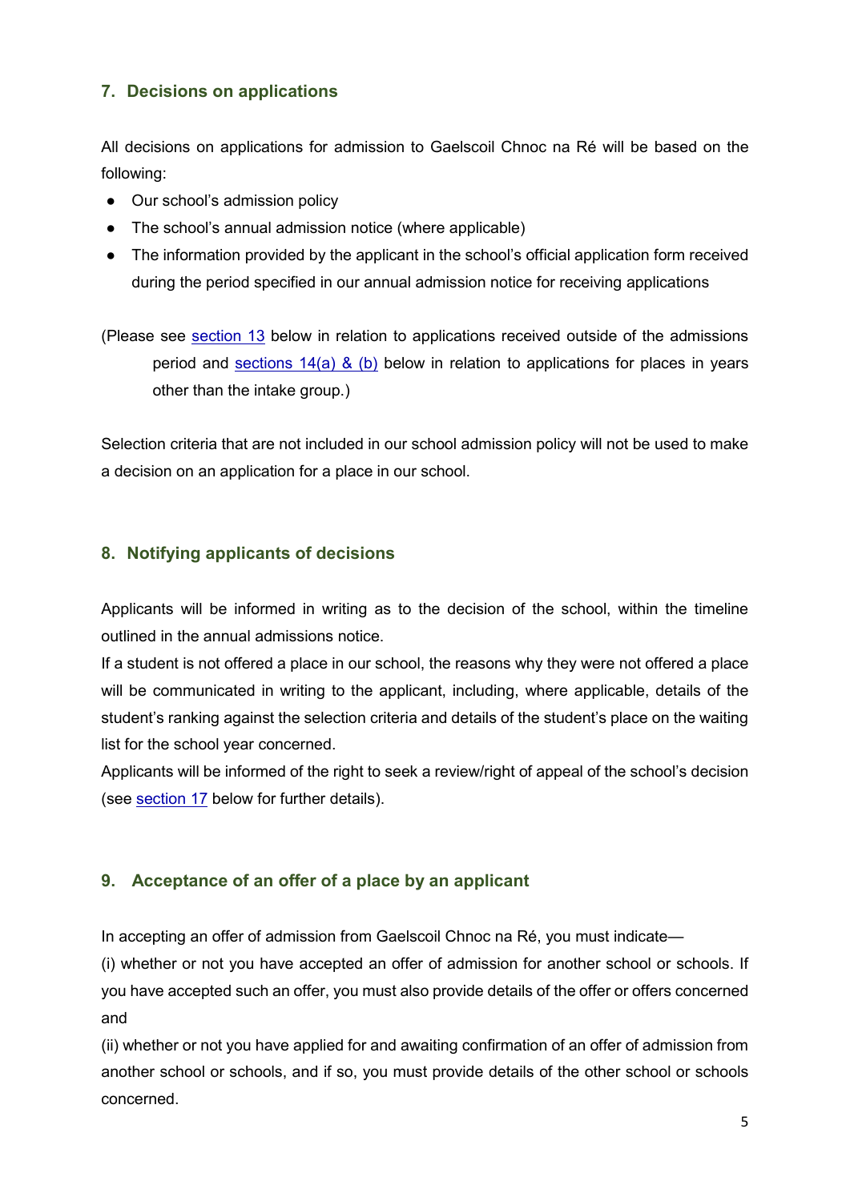## 7. Decisions on applications

All decisions on applications for admission to Gaelscoil Chnoc na Ré will be based on the following:

- Our school's admission policy
- The school's annual admission notice (where applicable)
- The information provided by the applicant in the school's official application form received during the period specified in our annual admission notice for receiving applications

(Please see section 13 below in relation to applications received outside of the admissions period and sections 14(a) & (b) below in relation to applications for places in years other than the intake group.)

Selection criteria that are not included in our school admission policy will not be used to make a decision on an application for a place in our school.

## 8. Notifying applicants of decisions

Applicants will be informed in writing as to the decision of the school, within the timeline outlined in the annual admissions notice.

If a student is not offered a place in our school, the reasons why they were not offered a place will be communicated in writing to the applicant, including, where applicable, details of the student's ranking against the selection criteria and details of the student's place on the waiting list for the school year concerned.

Applicants will be informed of the right to seek a review/right of appeal of the school's decision (see section 17 below for further details).

## 9. Acceptance of an offer of a place by an applicant

In accepting an offer of admission from Gaelscoil Chnoc na Ré, you must indicate—

(i) whether or not you have accepted an offer of admission for another school or schools. If you have accepted such an offer, you must also provide details of the offer or offers concerned and

(ii) whether or not you have applied for and awaiting confirmation of an offer of admission from another school or schools, and if so, you must provide details of the other school or schools concerned.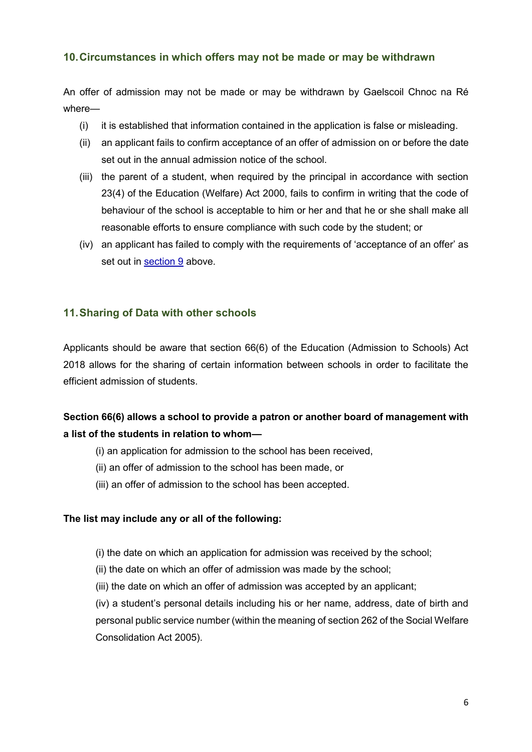## 10. Circumstances in which offers may not be made or may be withdrawn

An offer of admission may not be made or may be withdrawn by Gaelscoil Chnoc na Ré where—

(i) it is established that information contained in the application is false or misleading.

(ii) an applicant fails to confirm acceptance of an offer of admission on or before the date set out in the annual admission notice of the school.

(iii) the parent of a student, when required by the principal in accordance with section 23(4) of the Education (Welfare) Act 2000, fails to confirm in writing that the code of behaviour of the school is acceptable to him or her and that he or she shall make all reasonable efforts to ensure compliance with such code by the student; or

(iv) an applicant has failed to comply with the requirements of 'acceptance of an offer' as set out in section 9 above.

## 11. Sharing of Data with other schools

Applicants should be aware that section 66(6) of the Education (Admission to Schools) Act 2018 allows for the sharing of certain information between schools in order to facilitate the efficient admission of students.

**Section 66(6) allows a school to provide a patron or another board of management with a list of the students in relation to whom—**

(i) an application for admission to the school has been received,

(ii) an offer of admission to the school has been made, or

(iii) an offer of admission to the school has been accepted.

**The list may include any or all of the following:**

(i) the date on which an application for admission was received by the school;

(ii) the date on which an offer of admission was made by the school;

(iii) the date on which an offer of admission was accepted by an applicant;

(iv) a student's personal details including his or her name, address, date of birth and personal public service number (within the meaning of section 262 of the Social Welfare Consolidation Act 2005).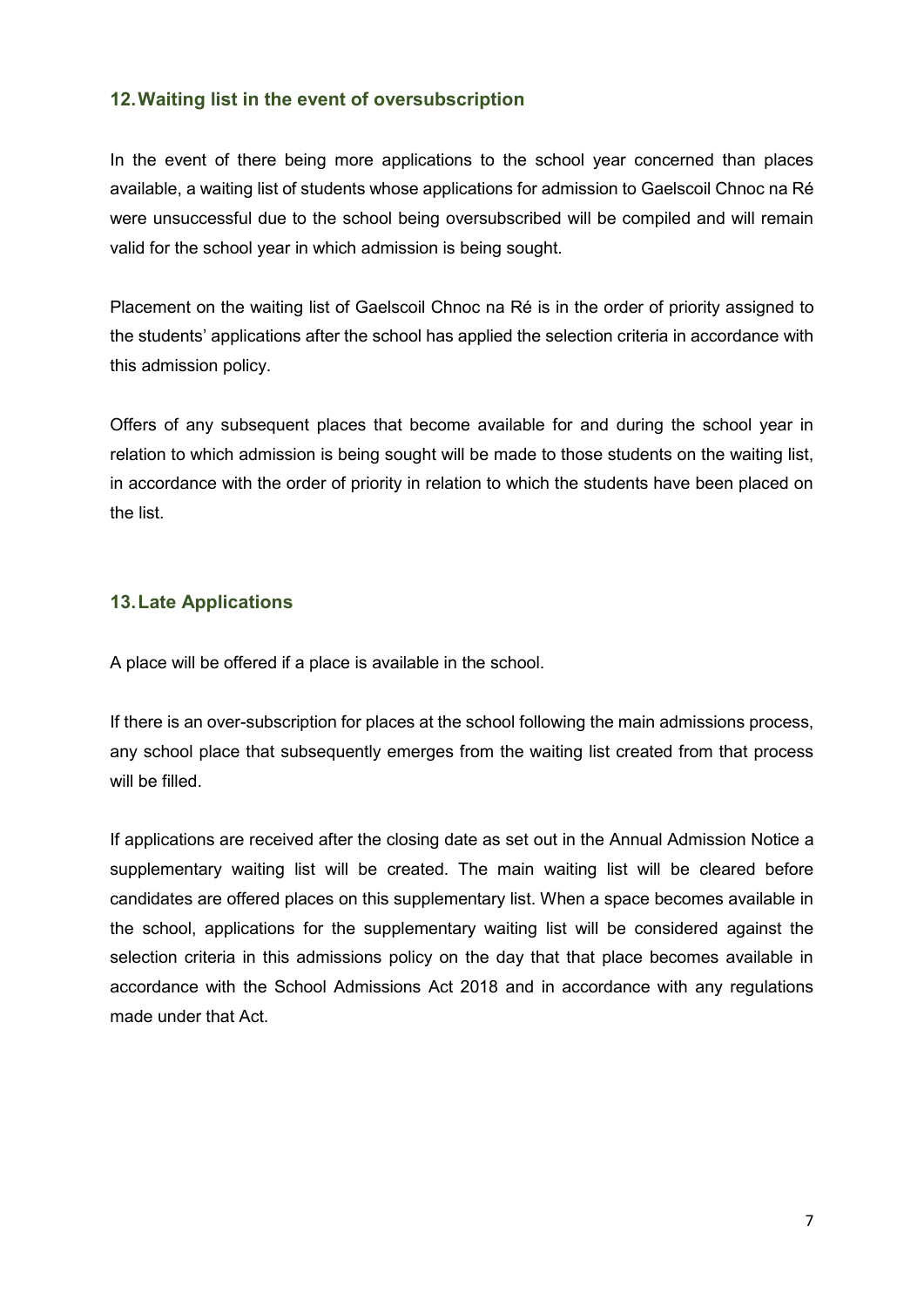## 12. Waiting list in the event of oversubscription

In the event of there being more applications to the school year concerned than places available, a waiting list of students whose applications for admission to Gaelscoil Chnoc na Ré were unsuccessful due to the school being oversubscribed will be compiled and will remain valid for the school year in which admission is being sought.

Placement on the waiting list of Gaelscoil Chnoc na Ré is in the order of priority assigned to the students' applications after the school has applied the selection criteria in accordance with this admission policy.

Offers of any subsequent places that become available for and during the school year in relation to which admission is being sought will be made to those students on the waiting list, in accordance with the order of priority in relation to which the students have been placed on the list.

## 13. Late Applications

A place will be offered if a place is available in the school.

If there is an over-subscription for places at the school following the main admissions process, any school place that subsequently emerges from the waiting list created from that process will be filled.

If applications are received after the closing date as set out in the Annual Admission Notice a supplementary waiting list will be created. The main waiting list will be cleared before candidates are offered places on this supplementary list. When a space becomes available in the school, applications for the supplementary waiting list will be considered against the selection criteria in this admissions policy on the day that that place becomes available in accordance with the School Admissions Act 2018 and in accordance with any regulations made under that Act.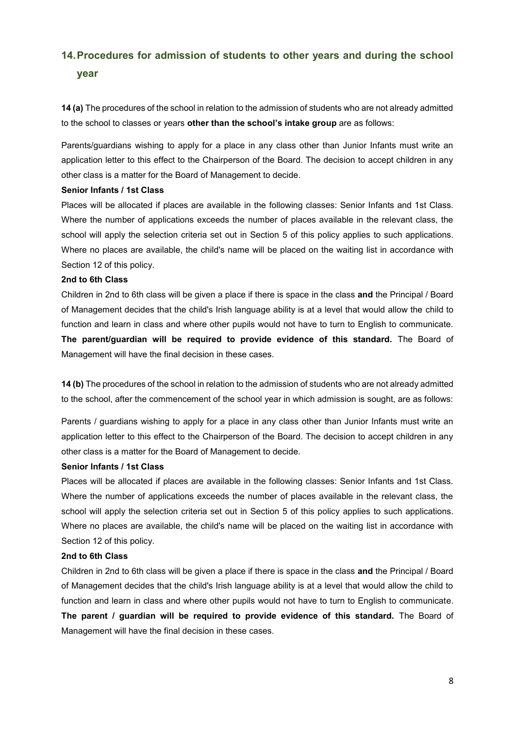## 14. Procedures for admission of students to other years and during the school year

**14 (a)** The procedures of the school in relation to the admission of students who are not already admitted to the school to classes or years **other than the school's intake group** are as follows:

Parents/guardians wishing to apply for a place in any class other than Junior Infants must write an application letter to this effect to the Chairperson of the Board. The decision to accept children in any other class is a matter for the Board of Management to decide.

**Senior Infants / 1st Class**

Places will be allocated if places are available in the following classes: Senior Infants and 1st Class. Where the number of applications exceeds the number of places available in the relevant class, the school will apply the selection criteria set out in Section 5 of this policy applies to such applications. Where no places are available, the child's name will be placed on the waiting list in accordance with Section 12 of this policy.

**2nd to 6th Class**

Children in 2nd to 6th class will be given a place if there is space in the class **and** the Principal / Board of Management decides that the child's Irish language ability is at a level that would allow the child to function and learn in class and where other pupils would not have to turn to English to communicate. **The parent/guardian will be required to provide evidence of this standard.** The Board of Management will have the final decision in these cases.

**14 (b)** The procedures of the school in relation to the admission of students who are not already admitted to the school, after the commencement of the school year in which admission is sought, are as follows:

Parents / guardians wishing to apply for a place in any class other than Junior Infants must write an application letter to this effect to the Chairperson of the Board. The decision to accept children in any other class is a matter for the Board of Management to decide.

**Senior Infants / 1st Class**

Places will be allocated if places are available in the following classes: Senior Infants and 1st Class. Where the number of applications exceeds the number of places available in the relevant class, the school will apply the selection criteria set out in Section 5 of this policy applies to such applications. Where no places are available, the child's name will be placed on the waiting list in accordance with Section 12 of this policy.

**2nd to 6th Class**

Children in 2nd to 6th class will be given a place if there is space in the class **and** the Principal / Board of Management decides that the child's Irish language ability is at a level that would allow the child to function and learn in class and where other pupils would not have to turn to English to communicate. **The parent / guardian will be required to provide evidence of this standard.** The Board of Management will have the final decision in these cases.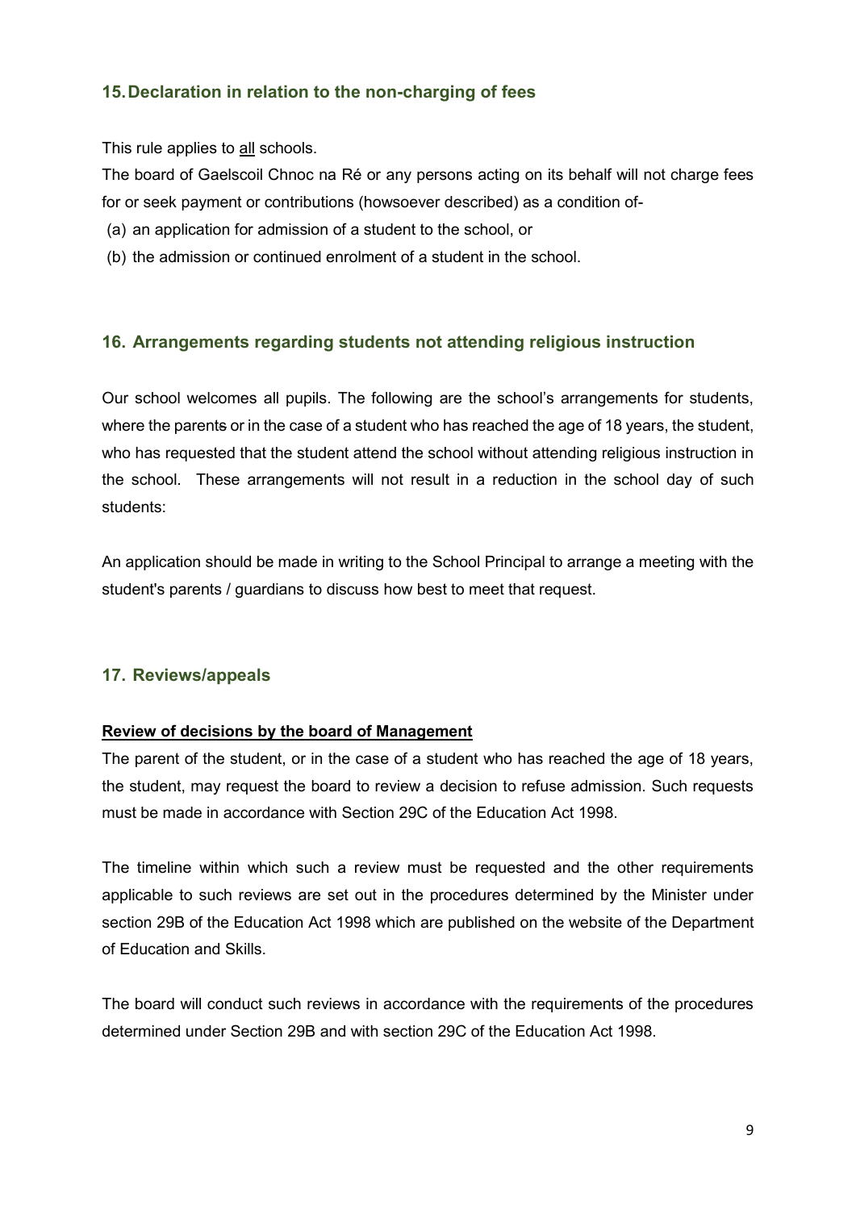## 15. Declaration in relation to the non-charging of fees

This rule applies to all schools.

The board of Gaelscoil Chnoc na Ré or any persons acting on its behalf will not charge fees for or seek payment or contributions (howsoever described) as a condition of-

(a) an application for admission of a student to the school, or

(b) the admission or continued enrolment of a student in the school.

## 16. Arrangements regarding students not attending religious instruction

Our school welcomes all pupils. The following are the school's arrangements for students, where the parents or in the case of a student who has reached the age of 18 years, the student, who has requested that the student attend the school without attending religious instruction in the school. These arrangements will not result in a reduction in the school day of such students:

An application should be made in writing to the School Principal to arrange a meeting with the student's parents / guardians to discuss how best to meet that request.

## 17. Reviews/appeals

**Review of decisions by the board of Management**

The parent of the student, or in the case of a student who has reached the age of 18 years, the student, may request the board to review a decision to refuse admission. Such requests must be made in accordance with Section 29C of the Education Act 1998.

The timeline within which such a review must be requested and the other requirements applicable to such reviews are set out in the procedures determined by the Minister under section 29B of the Education Act 1998 which are published on the website of the Department of Education and Skills.

The board will conduct such reviews in accordance with the requirements of the procedures determined under Section 29B and with section 29C of the Education Act 1998.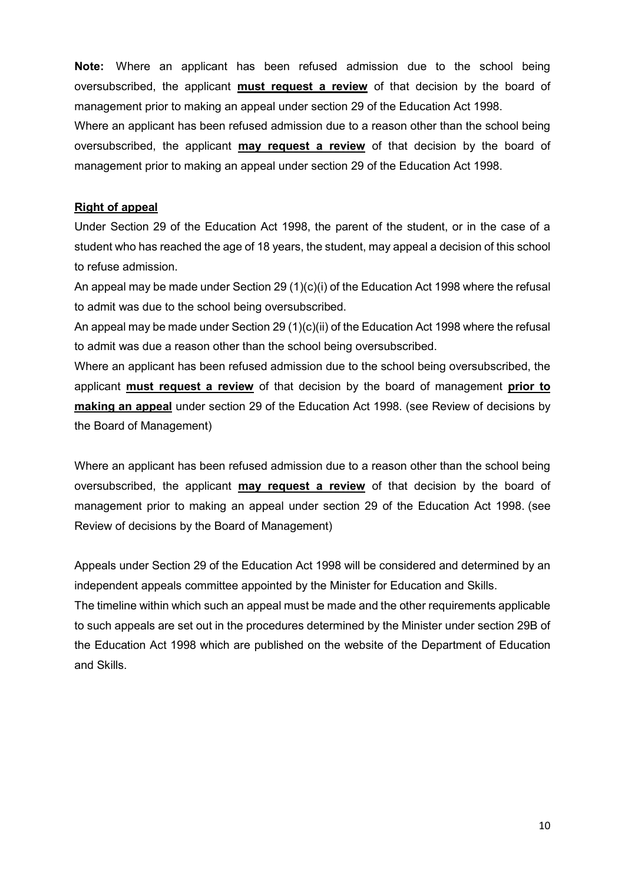**Note:** Where an applicant has been refused admission due to the school being oversubscribed, the applicant **<u>must request a review</u>** of that decision by the board of management prior to making an appeal under section 29 of the Education Act 1998.
Where an applicant has been refused admission due to a reason other than the school being oversubscribed, the applicant **<u>may request a review</u>** of that decision by the board of management prior to making an appeal under section 29 of the Education Act 1998.

**<u>Right of appeal</u>**

Under Section 29 of the Education Act 1998, the parent of the student, or in the case of a student who has reached the age of 18 years, the student, may appeal a decision of this school to refuse admission.
An appeal may be made under Section 29 (1)(c)(i) of the Education Act 1998 where the refusal to admit was due to the school being oversubscribed.
An appeal may be made under Section 29 (1)(c)(ii) of the Education Act 1998 where the refusal to admit was due a reason other than the school being oversubscribed.
Where an applicant has been refused admission due to the school being oversubscribed, the applicant **<u>must request a review</u>** of that decision by the board of management **<u>prior to making an appeal</u>** under section 29 of the Education Act 1998. (see Review of decisions by the Board of Management)

Where an applicant has been refused admission due to a reason other than the school being oversubscribed, the applicant **<u>may request a review</u>** of that decision by the board of management prior to making an appeal under section 29 of the Education Act 1998. (see Review of decisions by the Board of Management)

Appeals under Section 29 of the Education Act 1998 will be considered and determined by an independent appeals committee appointed by the Minister for Education and Skills.
The timeline within which such an appeal must be made and the other requirements applicable to such appeals are set out in the procedures determined by the Minister under section 29B of the Education Act 1998 which are published on the website of the Department of Education and Skills.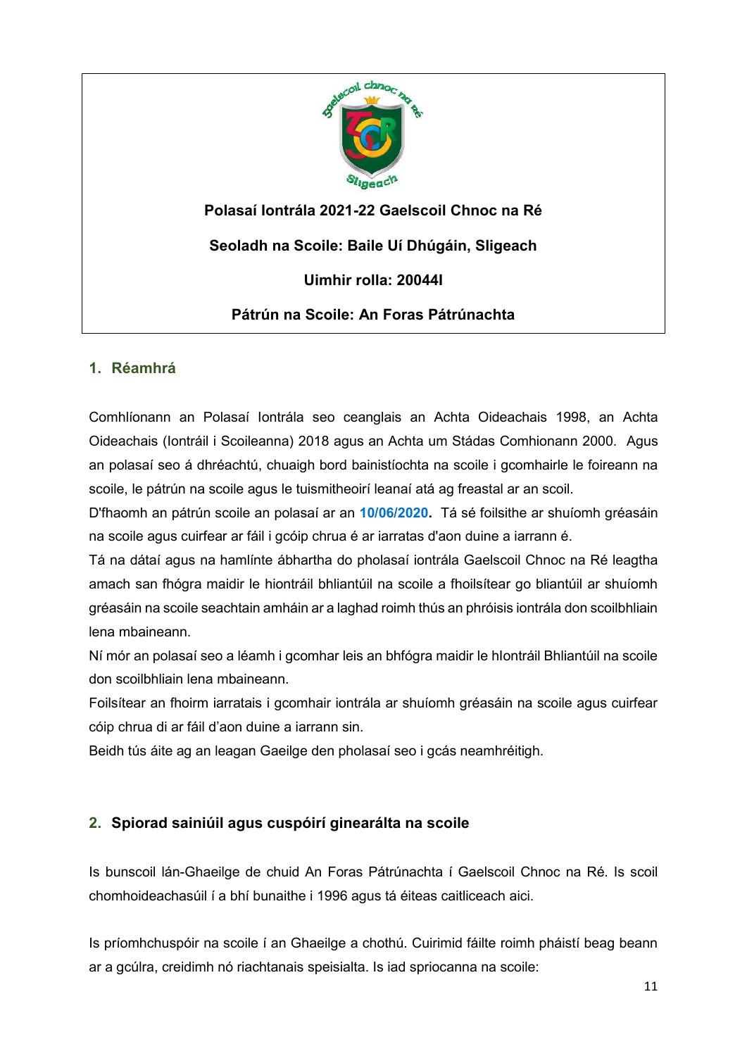**Polasaí Iontrála 2021-22 Gaelscoil Chnoc na Ré**

**Seoladh na Scoile: Baile Uí Dhúgáin, Sligeach**

**Uimhir rolla: 20044I**

**Pátrún na Scoile: An Foras Pátrúnachta**

## 1. Réamhrá

Comhlíonann an Polasaí Iontrála seo ceanglais an Achta Oideachais 1998, an Achta Oideachais (Iontráil i Scoileanna) 2018 agus an Achta um Stádas Comhionann 2000. Agus an polasaí seo á dhréachtú, chuaigh bord bainistíochta na scoile i gcomhairle le foireann na scoile, le pátrún na scoile agus le tuismitheoirí leanaí atá ag freastal ar an scoil.

D'fhaomh an pátrún scoile an polasaí ar an **10/06/2020**. Tá sé foilsithe ar shuíomh gréasáin na scoile agus cuirfear ar fáil i gcóip chrua é ar iarratas d'aon duine a iarrann é.

Tá na dátaí agus na hamlínte ábhartha do pholasaí iontrála Gaelscoil Chnoc na Ré leagtha amach san fhógra maidir le hiontráil bhliantúil na scoile a fhoilsítear go bliantúil ar shuíomh gréasáin na scoile seachtain amháin ar a laghad roimh thús an phróisis iontrála don scoilbhliain lena mbaineann.

Ní mór an polasaí seo a léamh i gcomhar leis an bhfógra maidir le hIontráil Bhliantúil na scoile don scoilbhliain lena mbaineann.

Foilsítear an fhoirm iarratais i gcomhair iontrála ar shuíomh gréasáin na scoile agus cuirfear cóip chrua di ar fáil d'aon duine a iarrann sin.

Beidh tús áite ag an leagan Gaeilge den pholasaí seo i gcás neamhréitigh.

## 2. Spiorad sainiúil agus cuspóirí ginearálta na scoile

Is bunscoil lán-Ghaeilge de chuid An Foras Pátrúnachta í Gaelscoil Chnoc na Ré. Is scoil chomhoideachasúil í a bhí bunaithe i 1996 agus tá éiteas caitliceach aici.

Is príomhchuspóir na scoile í an Ghaeilge a chothú. Cuirimid fáilte roimh pháistí beag beann ar a gcúlra, creidimh nó riachtanais speisialta. Is iad spriocanna na scoile: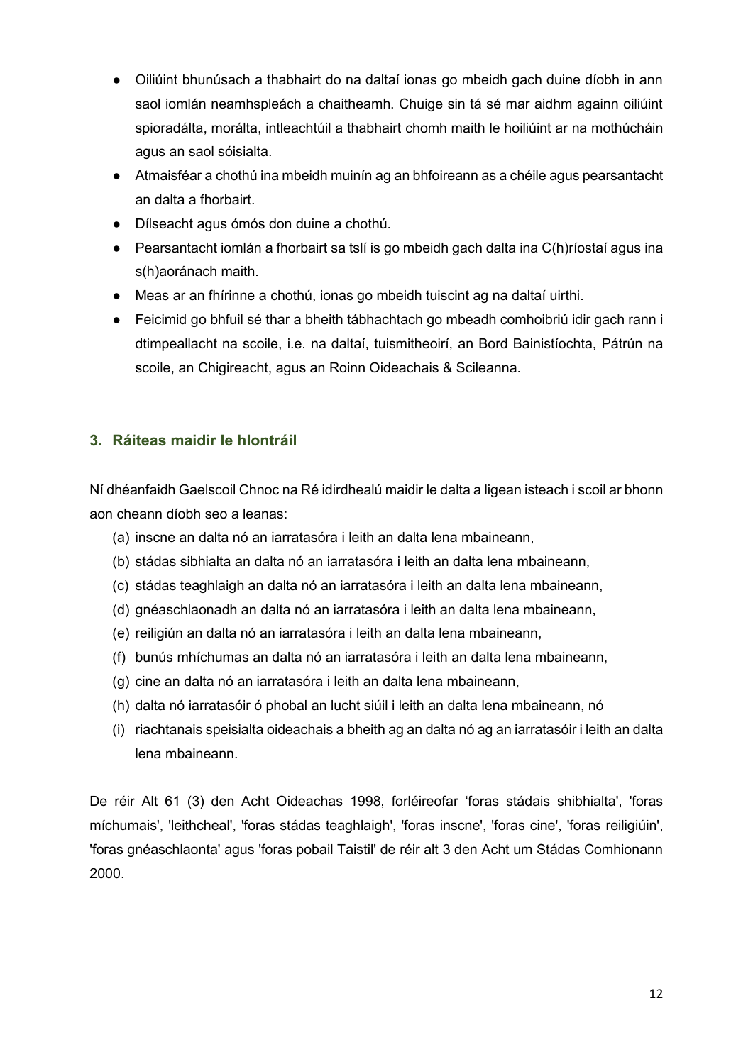- Oiliúint bhunúsach a thabhairt do na daltaí ionas go mbeidh gach duine díobh in ann saol iomlán neamhspleách a chaitheamh. Chuige sin tá sé mar aidhm againn oiliúint spioradálta, morálta, intleachtúil a thabhairt chomh maith le hoiliúint ar na mothúcháin agus an saol sóisialta.
- Atmaisféar a chothú ina mbeidh muinín ag an bhfoireann as a chéile agus pearsantacht an dalta a fhorbairt.
- Dílseacht agus ómós don duine a chothú.
- Pearsantacht iomlán a fhorbairt sa tslí is go mbeidh gach dalta ina C(h)ríostaí agus ina s(h)aoránach maith.
- Meas ar an fhírinne a chothú, ionas go mbeidh tuiscint ag na daltaí uirthi.
- Feicimid go bhfuil sé thar a bheith tábhachtach go mbeadh comhoibriú idir gach rann i dtimpeallacht na scoile, i.e. na daltaí, tuismitheoirí, an Bord Bainistíochta, Pátrún na scoile, an Chigireacht, agus an Roinn Oideachais & Scileanna.

## 3. Ráiteas maidir le hIontráil

Ní dhéanfaidh Gaelscoil Chnoc na Ré idirdhealú maidir le dalta a ligean isteach i scoil ar bhonn aon cheann díobh seo a leanas:

(a) inscne an dalta nó an iarratasóra i leith an dalta lena mbaineann,
(b) stádas sibhialta an dalta nó an iarratasóra i leith an dalta lena mbaineann,
(c) stádas teaghlaigh an dalta nó an iarratasóra i leith an dalta lena mbaineann,
(d) gnéaschlaonadh an dalta nó an iarratasóra i leith an dalta lena mbaineann,
(e) reiligiún an dalta nó an iarratasóra i leith an dalta lena mbaineann,
(f) bunús mhíchumas an dalta nó an iarratasóra i leith an dalta lena mbaineann,
(g) cine an dalta nó an iarratasóra i leith an dalta lena mbaineann,
(h) dalta nó iarratasóir ó phobal an lucht siúil i leith an dalta lena mbaineann, nó
(i) riachtanais speisialta oideachais a bheith ag an dalta nó ag an iarratasóir i leith an dalta lena mbaineann.

De réir Alt 61 (3) den Acht Oideachas 1998, forléireofar 'foras stádais shibhialta', 'foras míchumais', 'leithcheal', 'foras stádas teaghlaigh', 'foras inscne', 'foras cine', 'foras reiligiúin', 'foras gnéaschlaonta' agus 'foras pobail Taistil' de réir alt 3 den Acht um Stádas Comhionann 2000.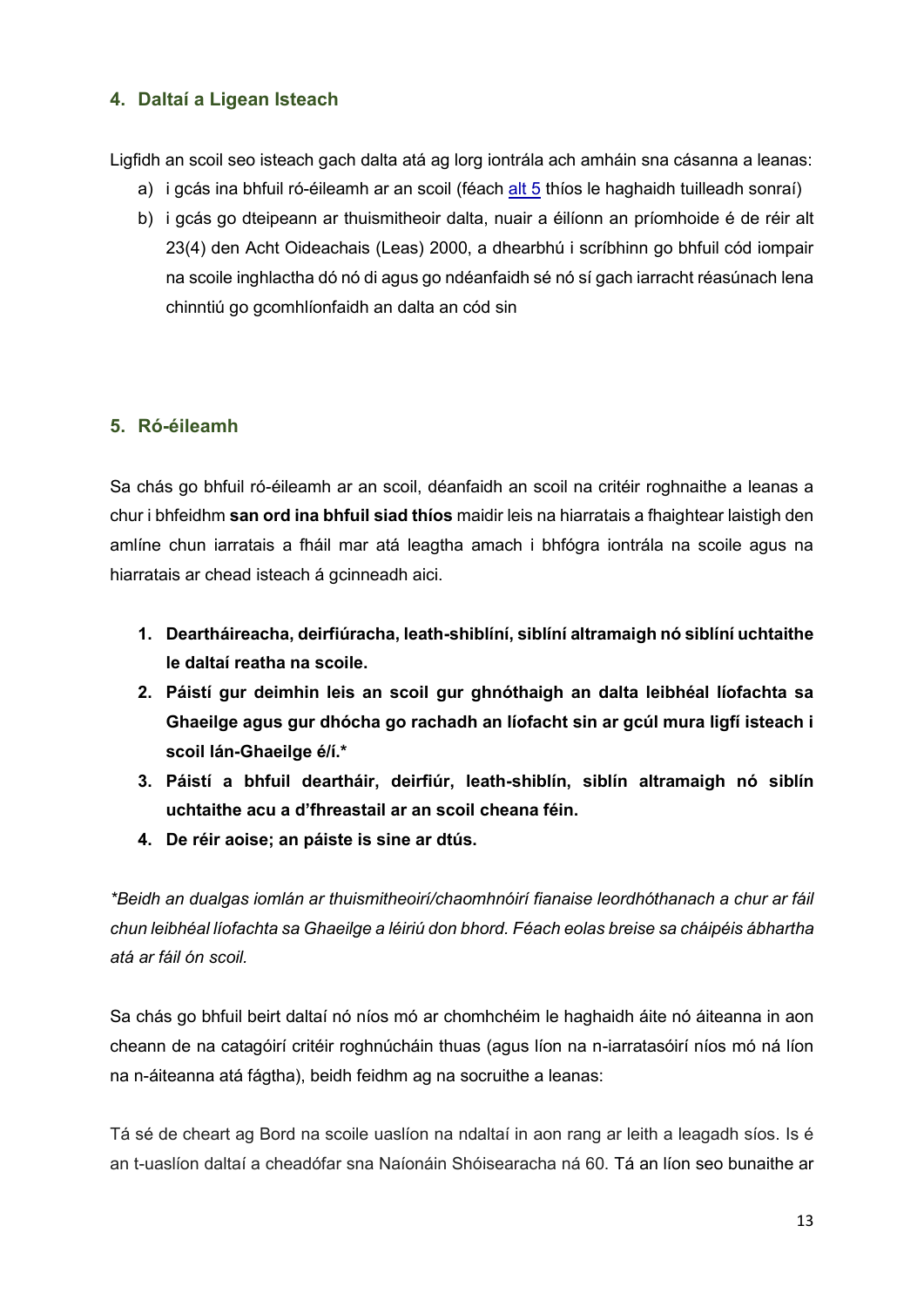## 4. Daltaí a Ligean Isteach

Ligfidh an scoil seo isteach gach dalta atá ag lorg iontrála ach amháin sna cásanna a leanas:

a) i gcás ina bhfuil ró-éileamh ar an scoil (féach alt 5 thíos le haghaidh tuilleadh sonraí)
b) i gcás go dteipeann ar thuismitheoir dalta, nuair a éilíonn an príomhoide é de réir alt 23(4) den Acht Oideachais (Leas) 2000, a dhearbhú i scríbhinn go bhfuil cód iompair na scoile inghlactha dó nó di agus go ndéanfaidh sé nó sí gach iarracht réasúnach lena chinntiú go gcomhlíonfaidh an dalta an cód sin

## 5. Ró-éileamh

Sa chás go bhfuil ró-éileamh ar an scoil, déanfaidh an scoil na critéir roghnaithe a leanas a chur i bhfeidhm **san ord ina bhfuil siad thíos** maidir leis na hiarratais a fhaightear laistigh den amlíne chun iarratais a fháil mar atá leagtha amach i bhfógra iontrála na scoile agus na hiarratais ar chead isteach á gcinneadh aici.

1. **Deartháireacha, deirfiúracha, leath-shiblíní, siblíní altramaigh nó siblíní uchtaithe le daltaí reatha na scoile.**
2. **Páistí gur deimhin leis an scoil gur ghnóthaigh an dalta leibhéal líofachta sa Ghaeilge agus gur dhócha go rachadh an líofacht sin ar gcúl mura ligfí isteach i scoil lán-Ghaeilge é/í.***
3. **Páistí a bhfuil deartháir, deirfiúr, leath-shiblín, siblín altramaigh nó siblín uchtaithe acu a d'fhreastail ar an scoil cheana féin.**
4. **De réir aoise; an páiste is sine ar dtús.**

**Beidh an dualgas iomlán ar thuismitheoirí/chaomhnóirí fianaise leordhóthanach a chur ar fáil chun leibhéal líofachta sa Ghaeilge a léiriú don bhord. Féach eolas breise sa cháipéis ábhartha atá ar fáil ón scoil.*

Sa chás go bhfuil beirt daltaí nó níos mó ar chomhchéim le haghaidh áite nó áiteanna in aon cheann de na catagóirí critéir roghnúcháin thuas (agus líon na n-iarratasóirí níos mó ná líon na n-áiteanna atá fágtha), beidh feidhm ag na socruithe a leanas:

Tá sé de cheart ag Bord na scoile uaslíon na ndaltaí in aon rang ar leith a leagadh síos. Is é an t-uaslíon daltaí a cheadófar sna Naíonáin Shóisearacha ná 60. Tá an líon seo bunaithe ar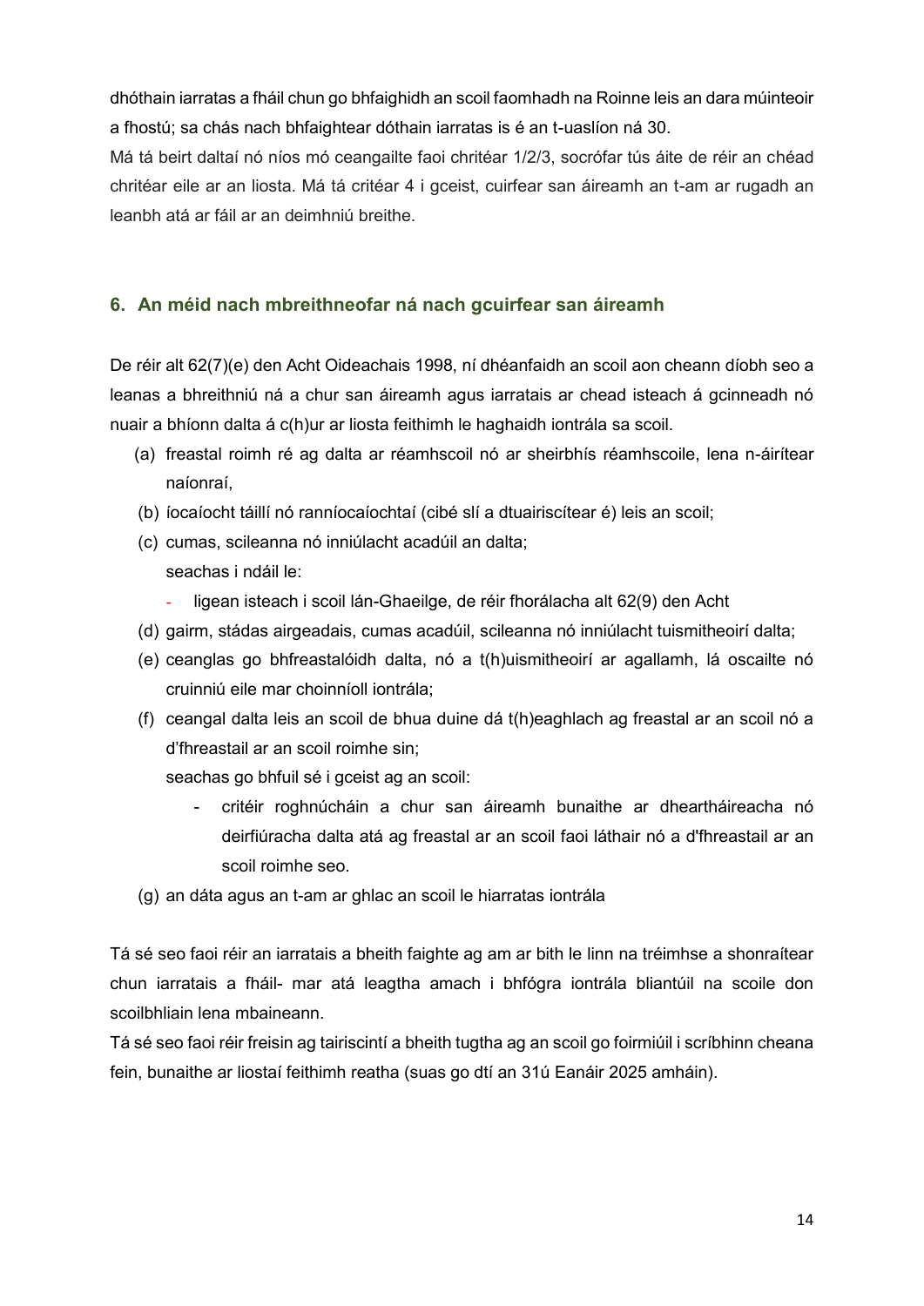dhóthain iarratas a fháil chun go bhfaighidh an scoil faomhadh na Roinne leis an dara múinteoir a fhostú; sa chás nach bhfaightear dóthain iarratas is é an t-uaslíon ná 30.
Má tá beirt daltaí nó níos mó ceangailte faoi chritéar 1/2/3, socrófar tús áite de réir an chéad chritéar eile ar an liosta. Má tá critéar 4 i gceist, cuirfear san áireamh an t-am ar rugadh an leanbh atá ar fáil ar an deimhniú breithe.

## 6. An méid nach mbreithneofar ná nach gcuirfear san áireamh

De réir alt 62(7)(e) den Acht Oideachais 1998, ní dhéanfaidh an scoil aon cheann díobh seo a leanas a bhreithniú ná a chur san áireamh agus iarratais ar chead isteach á gcinneadh nó nuair a bhíonn dalta á c(h)ur ar liosta feithimh le haghaidh iontrála sa scoil.

(a) freastal roimh ré ag dalta ar réamhscoil nó ar sheirbhís réamhscoile, lena n-áirítear naíonraí,
(b) íocaíocht táillí nó ranníocaíochtaí (cibé slí a dtuairiscítear é) leis an scoil;
(c) cumas, scileanna nó inniúlacht acadúil an dalta;
seachas i ndáil le:
- ligean isteach i scoil lán-Ghaeilge, de réir fhorálacha alt 62(9) den Acht
(d) gairm, stádas airgeadais, cumas acadúil, scileanna nó inniúlacht tuismitheoirí dalta;
(e) ceanglas go bhfreastalóidh dalta, nó a t(h)uismitheoirí ar agallamh, lá oscailte nó cruinniú eile mar choinníoll iontrála;
(f) ceangal dalta leis an scoil de bhua duine dá t(h)eaghlach ag freastal ar an scoil nó a d'fhreastail ar an scoil roimhe sin;
seachas go bhfuil sé i gceist ag an scoil:
  - critéir roghnúcháin a chur san áireamh bunaithe ar dheartháireacha nó deirfiúracha dalta atá ag freastal ar an scoil faoi láthair nó a d'fhreastail ar an scoil roimhe seo.
(g) an dáta agus an t-am ar ghlac an scoil le hiarratas iontrála

Tá sé seo faoi réir an iarratais a bheith faighte ag am ar bith le linn na tréimhse a shonraítear chun iarratais a fháil- mar atá leagtha amach i bhfógra iontrála bliantúil na scoile don scoilbhliain lena mbaineann.
Tá sé seo faoi réir freisin ag tairiscintí a bheith tugtha ag an scoil go foirmiúil i scríbhinn cheana fein, bunaithe ar liostaí feithimh reatha (suas go dtí an 31ú Eanáir 2025 amháin).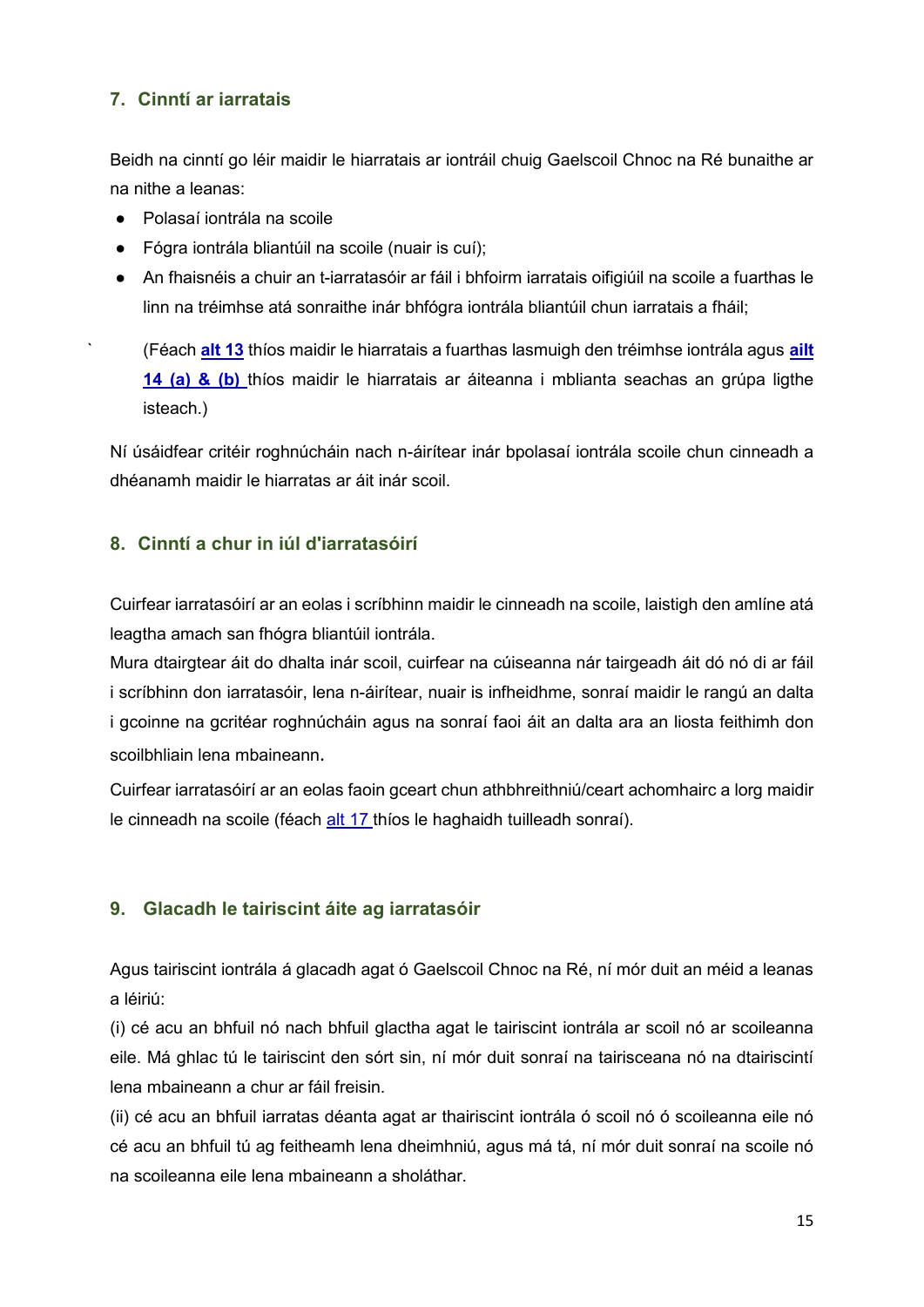## 7. Cinntí ar iarratais

Beidh na cinntí go léir maidir le hiarratais ar iontráil chuig Gaelscoil Chnoc na Ré bunaithe ar na nithe a leanas:

- Polasaí iontrála na scoile
- Fógra iontrála bliantúil na scoile (nuair is cuí);
- An fhaisnéis a chuir an t-iarratasóir ar fáil i bhfoirm iarratais oifigiúil na scoile a fuarthas le linn na tréimhse atá sonraithe inár bhfógra iontrála bliantúil chun iarratais a fháil;

  (Féach **alt 13** thíos maidir le hiarratais a fuarthas lasmuigh den tréimhse iontrála agus **ailt 14 (a) & (b)** thíos maidir le hiarratais ar áiteanna i mblianta seachas an grúpa ligthe isteach.)

Ní úsáidfear critéir roghnúcháin nach n-áirítear inár bpolasaí iontrála scoile chun cinneadh a dhéanamh maidir le hiarratas ar áit inár scoil.

## 8. Cinntí a chur in iúl d'iarratasóirí

Cuirfear iarratasóirí ar an eolas i scríbhinn maidir le cinneadh na scoile, laistigh den amlíne atá leagtha amach san fhógra bliantúil iontrála.
Mura dtairgtear áit do dhalta inár scoil, cuirfear na cúiseanna nár tairgeadh áit dó nó di ar fáil i scríbhinn don iarratasóir, lena n-áirítear, nuair is infheidhme, sonraí maidir le rangú an dalta i gcoinne na gcritéar roghnúcháin agus na sonraí faoi áit an dalta ara an liosta feithimh don scoilbhliain lena mbaineann.
Cuirfear iarratasóirí ar an eolas faoin gceart chun athbhreithniú/ceart achomhairc a lorg maidir le cinneadh na scoile (féach alt 17 thíos le haghaidh tuilleadh sonraí).

## 9. Glacadh le tairiscint áite ag iarratasóir

Agus tairiscint iontrála á glacadh agat ó Gaelscoil Chnoc na Ré, ní mór duit an méid a leanas a léiriú:
(i) cé acu an bhfuil nó nach bhfuil glactha agat le tairiscint iontrála ar scoil nó ar scoileanna eile. Má ghlac tú le tairiscint den sórt sin, ní mór duit sonraí na tairisceana nó na dtairiscintí lena mbaineann a chur ar fáil freisin.
(ii) cé acu an bhfuil iarratas déanta agat ar thairiscint iontrála ó scoil nó ó scoileanna eile nó cé acu an bhfuil tú ag feitheamh lena dheimhniú, agus má tá, ní mór duit sonraí na scoile nó na scoileanna eile lena mbaineann a sholáthar.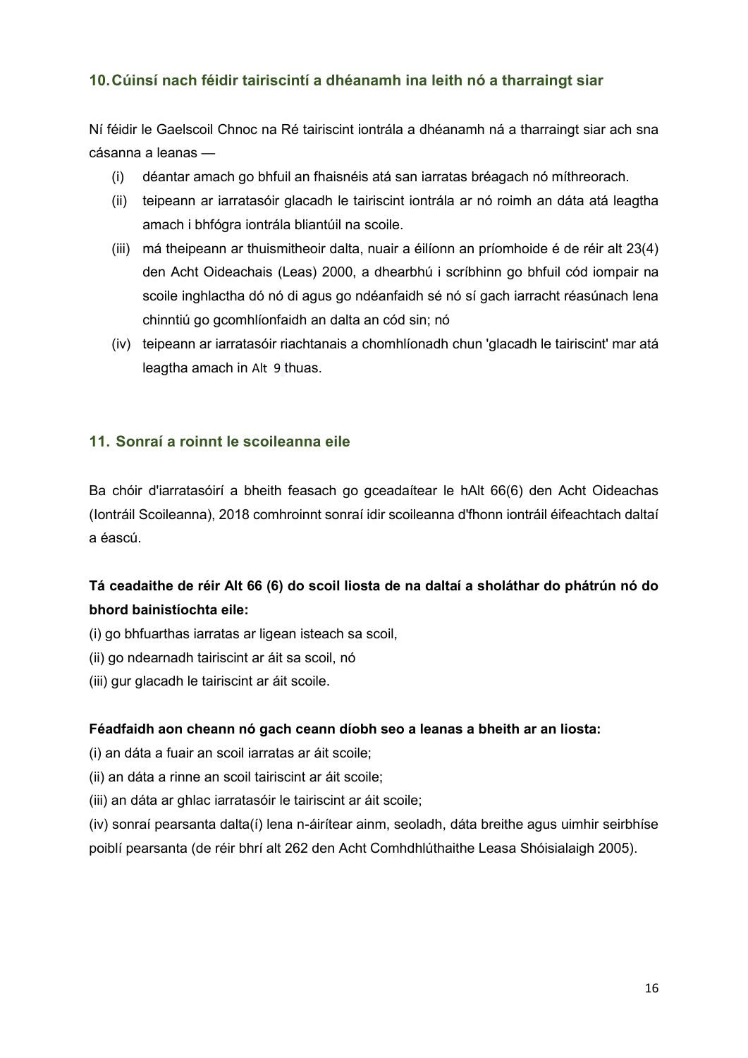## 10. Cúinsí nach féidir tairiscintí a dhéanamh ina leith nó a tharraingt siar

Ní féidir le Gaelscoil Chnoc na Ré tairiscint iontrála a dhéanamh ná a tharraingt siar ach sna cásanna a leanas —

(i) déantar amach go bhfuil an fhaisnéis atá san iarratas bréagach nó míthreorach.

(ii) teipeann ar iarratasóir glacadh le tairiscint iontrála ar nó roimh an dáta atá leagtha amach i bhfógra iontrála bliantúil na scoile.

(iii) má theipeann ar thuismitheoir dalta, nuair a éilíonn an príomhoide é de réir alt 23(4) den Acht Oideachais (Leas) 2000, a dhearbhú i scríbhinn go bhfuil cód iompair na scoile inghlactha dó nó di agus go ndéanfaidh sé nó sí gach iarracht réasúnach lena chinntiú go gcomhlíonfaidh an dalta an cód sin; nó

(iv) teipeann ar iarratasóir riachtanais a chomhlíonadh chun 'glacadh le tairiscint' mar atá leagtha amach in Alt 9 thuas.

## 11. Sonraí a roinnt le scoileanna eile

Ba chóir d'iarratasóirí a bheith feasach go gceadaítear le hAlt 66(6) den Acht Oideachas (Iontráil Scoileanna), 2018 comhroinnt sonraí idir scoileanna d'fhonn iontráil éifeachtach daltaí a éascú.

**Tá ceadaithe de réir Alt 66 (6) do scoil liosta de na daltaí a sholáthar do phátrún nó do bhord bainistíochta eile:**

(i) go bhfuarthas iarratas ar ligean isteach sa scoil,

(ii) go ndearnadh tairiscint ar áit sa scoil, nó

(iii) gur glacadh le tairiscint ar áit scoile.

**Féadfaidh aon cheann nó gach ceann díobh seo a leanas a bheith ar an liosta:**

(i) an dáta a fuair an scoil iarratas ar áit scoile;

(ii) an dáta a rinne an scoil tairiscint ar áit scoile;

(iii) an dáta ar ghlac iarratasóir le tairiscint ar áit scoile;

(iv) sonraí pearsanta dalta(í) lena n-áirítear ainm, seoladh, dáta breithe agus uimhir seirbhíse poiblí pearsanta (de réir bhrí alt 262 den Acht Comhdhlúthaithe Leasa Shóisialaigh 2005).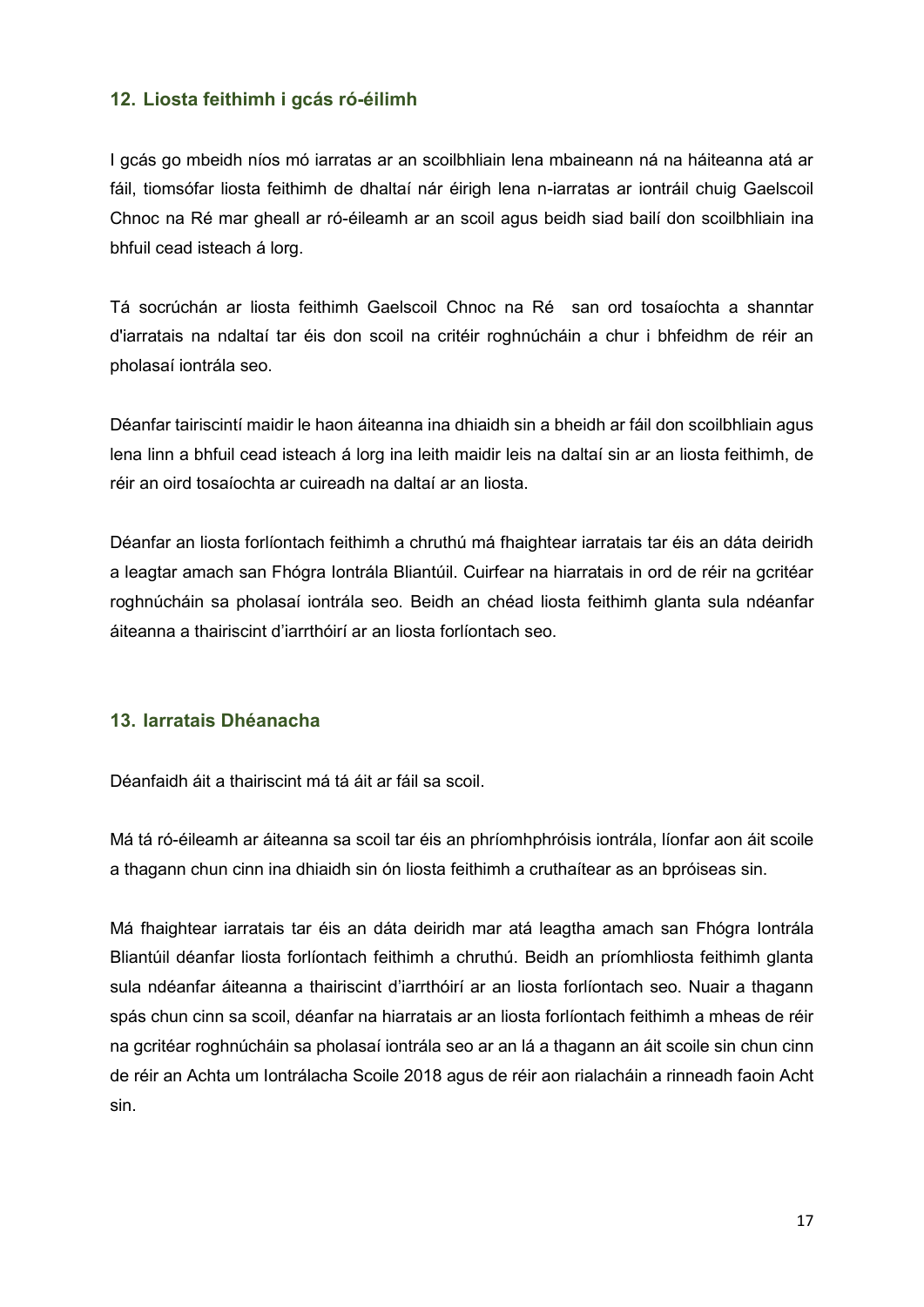## 12. Liosta feithimh i gcás ró-éilimh

I gcás go mbeidh níos mó iarratas ar an scoilbhliain lena mbaineann ná na háiteanna atá ar fáil, tiomsófar liosta feithimh de dhaltaí nár éirigh lena n-iarratas ar iontráil chuig Gaelscoil Chnoc na Ré mar gheall ar ró-éileamh ar an scoil agus beidh siad bailí don scoilbhliain ina bhfuil cead isteach á lorg.

Tá socrúchán ar liosta feithimh Gaelscoil Chnoc na Ré  san ord tosaíochta a shanntar d'iarratais na ndaltaí tar éis don scoil na critéir roghnúcháin a chur i bhfeidhm de réir an pholasaí iontrála seo.

Déanfar tairiscintí maidir le haon áiteanna ina dhiaidh sin a bheidh ar fáil don scoilbhliain agus lena linn a bhfuil cead isteach á lorg ina leith maidir leis na daltaí sin ar an liosta feithimh, de réir an oird tosaíochta ar cuireadh na daltaí ar an liosta.

Déanfar an liosta forlíontach feithimh a chruthú má fhaightear iarratais tar éis an dáta deiridh a leagtar amach san Fhógra Iontrála Bliantúil. Cuirfear na hiarratais in ord de réir na gcritéar roghnúcháin sa pholasaí iontrála seo. Beidh an chéad liosta feithimh glanta sula ndéanfar áiteanna a thairiscint d'iarrthóirí ar an liosta forlíontach seo.

## 13. Iarratais Dhéanacha

Déanfaidh áit a thairiscint má tá áit ar fáil sa scoil.

Má tá ró-éileamh ar áiteanna sa scoil tar éis an phríomhphróisis iontrála, líonfar aon áit scoile a thagann chun cinn ina dhiaidh sin ón liosta feithimh a cruthaítear as an bpróiseas sin.

Má fhaightear iarratais tar éis an dáta deiridh mar atá leagtha amach san Fhógra Iontrála Bliantúil déanfar liosta forlíontach feithimh a chruthú. Beidh an príomhliosta feithimh glanta sula ndéanfar áiteanna a thairiscint d'iarrthóirí ar an liosta forlíontach seo. Nuair a thagann spás chun cinn sa scoil, déanfar na hiarratais ar an liosta forlíontach feithimh a mheas de réir na gcritéar roghnúcháin sa pholasaí iontrála seo ar an lá a thagann an áit scoile sin chun cinn de réir an Achta um Iontrálacha Scoile 2018 agus de réir aon rialacháin a rinneadh faoin Acht sin.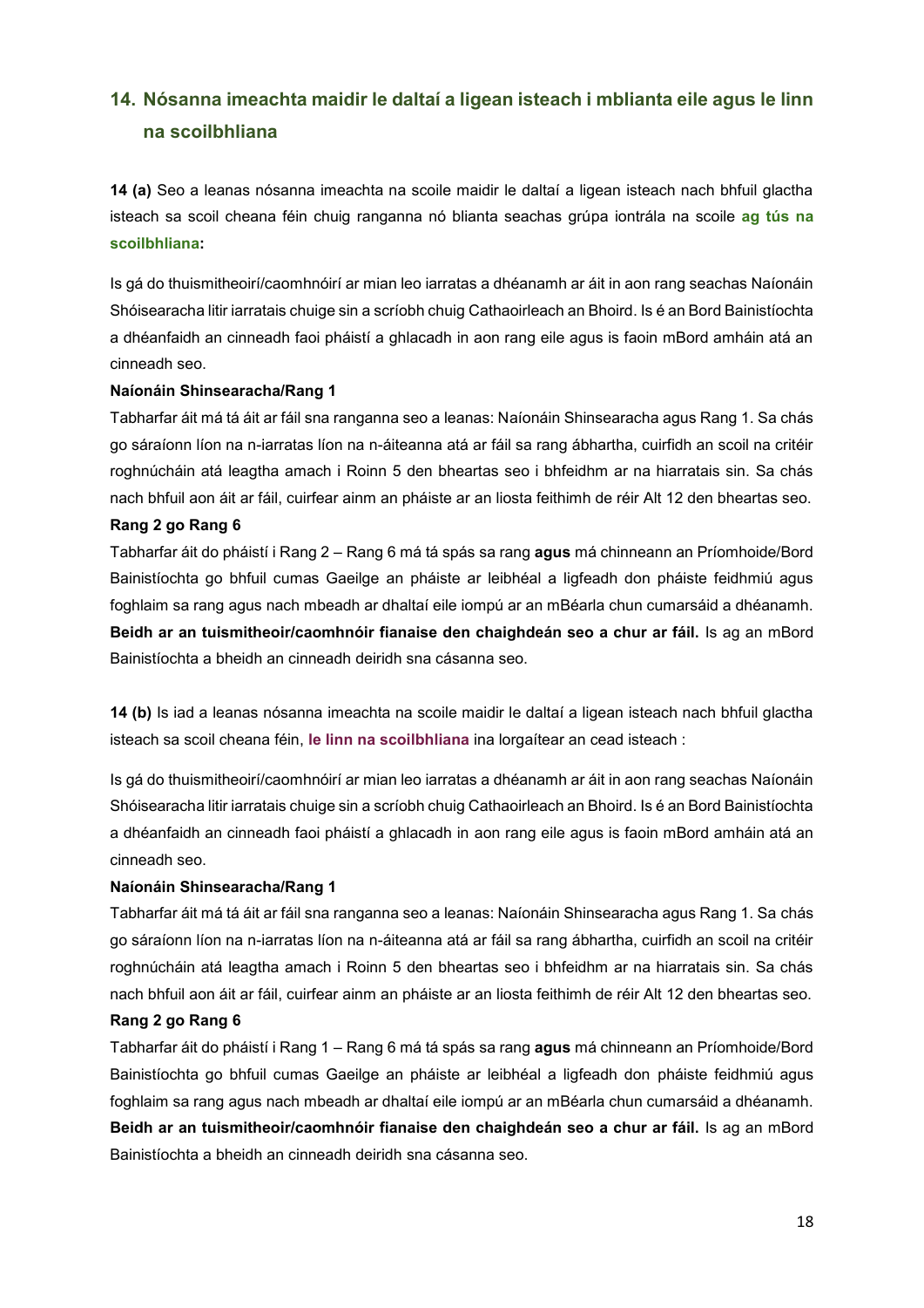## 14. Nósanna imeachta maidir le daltaí a ligean isteach i mblianta eile agus le linn na scoilbhliana

**14 (a)** Seo a leanas nósanna imeachta na scoile maidir le daltaí a ligean isteach nach bhfuil glactha isteach sa scoil cheana féin chuig ranganna nó blianta seachas grúpa iontrála na scoile **ag tús na scoilbhliana:**

Is gá do thuismitheoirí/caomhnóirí ar mian leo iarratas a dhéanamh ar áit in aon rang seachas Naíonáin Shóisearacha litir iarratais chuige sin a scríobh chuig Cathaoirleach an Bhoird. Is é an Bord Bainistíochta a dhéanfaidh an cinneadh faoi pháistí a ghlacadh in aon rang eile agus is faoin mBord amháin atá an cinneadh seo.

**Naíonáin Shinsearacha/Rang 1**

Tabharfar áit má tá áit ar fáil sna ranganna seo a leanas: Naíonáin Shinsearacha agus Rang 1. Sa chás go sáraíonn líon na n-iarratas líon na n-áiteanna atá ar fáil sa rang ábhartha, cuirfidh an scoil na critéir roghnúcháin atá leagtha amach i Roinn 5 den bheartas seo i bhfeidhm ar na hiarratais sin. Sa chás nach bhfuil aon áit ar fáil, cuirfear ainm an pháiste ar an liosta feithimh de réir Alt 12 den bheartas seo.

**Rang 2 go Rang 6**

Tabharfar áit do pháistí i Rang 2 – Rang 6 má tá spás sa rang **agus** má chinneann an Príomhoide/Bord Bainistíochta go bhfuil cumas Gaeilge an pháiste ar leibhéal a ligfeadh don pháiste feidhmiú agus foghlaim sa rang agus nach mbeadh ar dhaltaí eile iompú ar an mBéarla chun cumarsáid a dhéanamh. **Beidh ar an tuismitheoir/caomhnóir fianaise den chaighdeán seo a chur ar fáil.** Is ag an mBord Bainistíochta a bheidh an cinneadh deiridh sna cásanna seo.

**14 (b)** Is iad a leanas nósanna imeachta na scoile maidir le daltaí a ligean isteach nach bhfuil glactha isteach sa scoil cheana féin, **le linn na scoilbhliana** ina lorgaítear an cead isteach :

Is gá do thuismitheoirí/caomhnóirí ar mian leo iarratas a dhéanamh ar áit in aon rang seachas Naíonáin Shóisearacha litir iarratais chuige sin a scríobh chuig Cathaoirleach an Bhoird. Is é an Bord Bainistíochta a dhéanfaidh an cinneadh faoi pháistí a ghlacadh in aon rang eile agus is faoin mBord amháin atá an cinneadh seo.

**Naíonáin Shinsearacha/Rang 1**

Tabharfar áit má tá áit ar fáil sna ranganna seo a leanas: Naíonáin Shinsearacha agus Rang 1. Sa chás go sáraíonn líon na n-iarratas líon na n-áiteanna atá ar fáil sa rang ábhartha, cuirfidh an scoil na critéir roghnúcháin atá leagtha amach i Roinn 5 den bheartas seo i bhfeidhm ar na hiarratais sin. Sa chás nach bhfuil aon áit ar fáil, cuirfear ainm an pháiste ar an liosta feithimh de réir Alt 12 den bheartas seo.

**Rang 2 go Rang 6**

Tabharfar áit do pháistí i Rang 1 – Rang 6 má tá spás sa rang **agus** má chinneann an Príomhoide/Bord Bainistíochta go bhfuil cumas Gaeilge an pháiste ar leibhéal a ligfeadh don pháiste feidhmiú agus foghlaim sa rang agus nach mbeadh ar dhaltaí eile iompú ar an mBéarla chun cumarsáid a dhéanamh. **Beidh ar an tuismitheoir/caomhnóir fianaise den chaighdeán seo a chur ar fáil.** Is ag an mBord Bainistíochta a bheidh an cinneadh deiridh sna cásanna seo.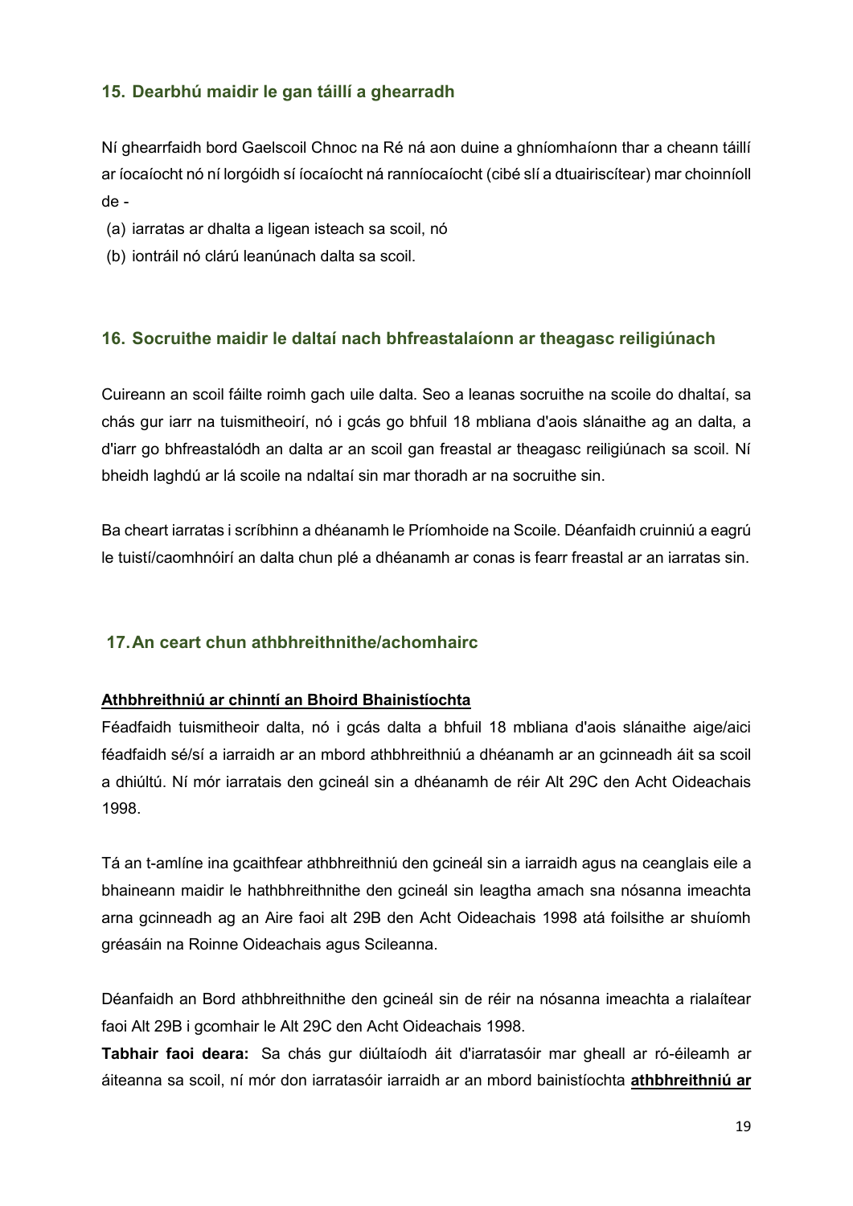## 15. Dearbhú maidir le gan táillí a ghearradh

Ní ghearrfaidh bord Gaelscoil Chnoc na Ré ná aon duine a ghníomhaíonn thar a cheann táillí ar íocaíocht nó ní lorgóidh sí íocaíocht ná ranníocaíocht (cibé slí a dtuairiscítear) mar choinníoll de -

(a) iarratas ar dhalta a ligean isteach sa scoil, nó
(b) iontráil nó clárú leanúnach dalta sa scoil.

## 16. Socruithe maidir le daltaí nach bhfreastalaíonn ar theagasc reiligiúnach

Cuireann an scoil fáilte roimh gach uile dalta. Seo a leanas socruithe na scoile do dhaltaí, sa chás gur iarr na tuismitheoirí, nó i gcás go bhfuil 18 mbliana d'aois slánaithe ag an dalta, a d'iarr go bhfreastalódh an dalta ar an scoil gan freastal ar theagasc reiligiúnach sa scoil. Ní bheidh laghdú ar lá scoile na ndaltaí sin mar thoradh ar na socruithe sin.

Ba cheart iarratas i scríbhinn a dhéanamh le Príomhoide na Scoile. Déanfaidh cruinniú a eagrú le tuistí/caomhnóirí an dalta chun plé a dhéanamh ar conas is fearr freastal ar an iarratas sin.

## 17. An ceart chun athbhreithnithe/achomhairc

**Athbhreithniú ar chinntí an Bhoird Bhainistíochta**

Féadfaidh tuismitheoir dalta, nó i gcás dalta a bhfuil 18 mbliana d'aois slánaithe aige/aici féadfaidh sé/sí a iarraidh ar an mbord athbhreithniú a dhéanamh ar an gcinneadh áit sa scoil a dhiúltú. Ní mór iarratais den gcineál sin a dhéanamh de réir Alt 29C den Acht Oideachais 1998.

Tá an t-amlíne ina gcaithfear athbhreithniú den gcineál sin a iarraidh agus na ceanglais eile a bhaineann maidir le hathbhreithnithe den gcineál sin leagtha amach sna nósanna imeachta arna gcinneadh ag an Aire faoi alt 29B den Acht Oideachais 1998 atá foilsithe ar shuíomh gréasáin na Roinne Oideachais agus Scileanna.

Déanfaidh an Bord athbhreithnithe den gcineál sin de réir na nósanna imeachta a rialaítear faoi Alt 29B i gcomhair le Alt 29C den Acht Oideachais 1998.

**Tabhair faoi deara:** Sa chás gur diúltaíodh áit d'iarratasóir mar gheall ar ró-éileamh ar áiteanna sa scoil, ní mór don iarratasóir iarraidh ar an mbord bainistíochta **athbhreithniú ar**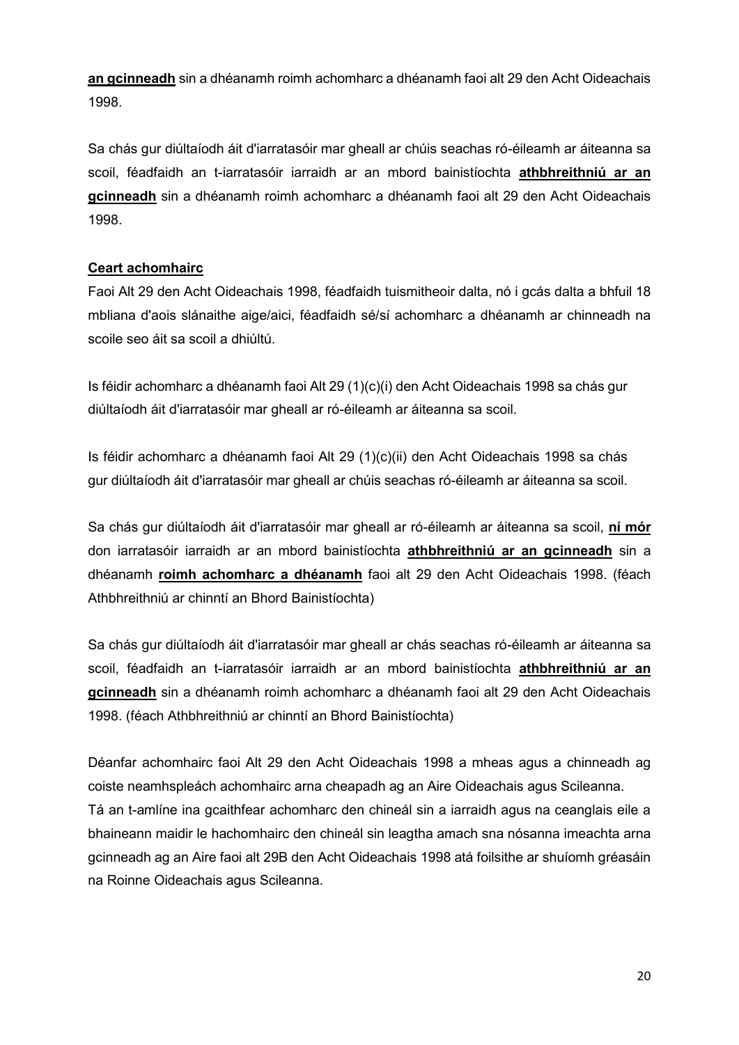**an gcinneadh** sin a dhéanamh roimh achomharc a dhéanamh faoi alt 29 den Acht Oideachais 1998.

Sa chás gur diúltaíodh áit d'iarratasóir mar gheall ar chúis seachas ró-éileamh ar áiteanna sa scoil, féadfaidh an t-iarratasóir iarraidh ar an mbord bainistíochta **athbhreithniú ar an gcinneadh** sin a dhéanamh roimh achomharc a dhéanamh faoi alt 29 den Acht Oideachais 1998.

**Ceart achomhairc**

Faoi Alt 29 den Acht Oideachais 1998, féadfaidh tuismitheoir dalta, nó i gcás dalta a bhfuil 18 mbliana d'aois slánaithe aige/aici, féadfaidh sé/sí achomharc a dhéanamh ar chinneadh na scoile seo áit sa scoil a dhiúltú.

Is féidir achomharc a dhéanamh faoi Alt 29 (1)(c)(i) den Acht Oideachais 1998 sa chás gur diúltaíodh áit d'iarratasóir mar gheall ar ró-éileamh ar áiteanna sa scoil.

Is féidir achomharc a dhéanamh faoi Alt 29 (1)(c)(ii) den Acht Oideachais 1998 sa chás gur diúltaíodh áit d'iarratasóir mar gheall ar chúis seachas ró-éileamh ar áiteanna sa scoil.

Sa chás gur diúltaíodh áit d'iarratasóir mar gheall ar ró-éileamh ar áiteanna sa scoil, **ní mór** don iarratasóir iarraidh ar an mbord bainistíochta **athbhreithniú ar an gcinneadh** sin a dhéanamh **roimh achomharc a dhéanamh** faoi alt 29 den Acht Oideachais 1998. (féach Athbhreithniú ar chinntí an Bhord Bainistíochta)

Sa chás gur diúltaíodh áit d'iarratasóir mar gheall ar chás seachas ró-éileamh ar áiteanna sa scoil, féadfaidh an t-iarratasóir iarraidh ar an mbord bainistíochta **athbhreithniú ar an gcinneadh** sin a dhéanamh roimh achomharc a dhéanamh faoi alt 29 den Acht Oideachais 1998. (féach Athbhreithniú ar chinntí an Bhord Bainistíochta)

Déanfar achomhairc faoi Alt 29 den Acht Oideachais 1998 a mheas agus a chinneadh ag coiste neamhspleách achomhairc arna cheapadh ag an Aire Oideachais agus Scileanna.
Tá an t-amlíne ina gcaithfear achomharc den chineál sin a iarraidh agus na ceanglais eile a bhaineann maidir le hachomhairc den chineál sin leagtha amach sna nósanna imeachta arna gcinneadh ag an Aire faoi alt 29B den Acht Oideachais 1998 atá foilsithe ar shuíomh gréasáin na Roinne Oideachais agus Scileanna.